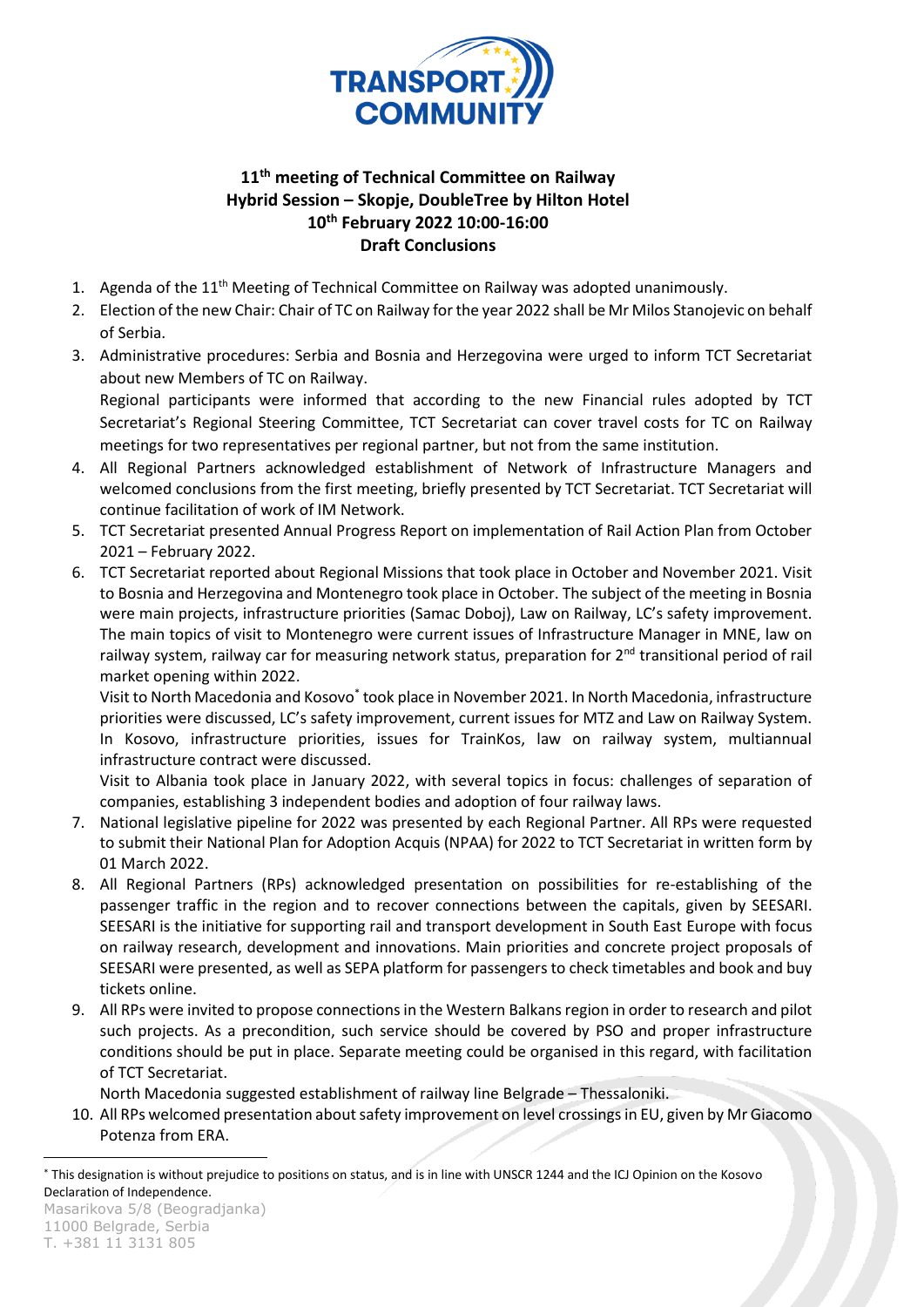# 11th meeting of Technical Committee on Railway
## Hybrid Session – Skopje, DoubleTree by Hilton Hotel
## 10th February 2022 10:00-16:00
## Draft Conclusions

1. Agenda of the 11th Meeting of Technical Committee on Railway was adopted unanimously.
2. Election of the new Chair: Chair of TC on Railway for the year 2022 shall be Mr Milos Stanojevic on behalf of Serbia.
3. Administrative procedures: Serbia and Bosnia and Herzegovina were urged to inform TCT Secretariat about new Members of TC on Railway.
   Regional participants were informed that according to the new Financial rules adopted by TCT Secretariat's Regional Steering Committee, TCT Secretariat can cover travel costs for TC on Railway meetings for two representatives per regional partner, but not from the same institution.
4. All Regional Partners acknowledged establishment of Network of Infrastructure Managers and welcomed conclusions from the first meeting, briefly presented by TCT Secretariat. TCT Secretariat will continue facilitation of work of IM Network.
5. TCT Secretariat presented Annual Progress Report on implementation of Rail Action Plan from October 2021 – February 2022.
6. TCT Secretariat reported about Regional Missions that took place in October and November 2021. Visit to Bosnia and Herzegovina and Montenegro took place in October. The subject of the meeting in Bosnia were main projects, infrastructure priorities (Samac Doboj), Law on Railway, LC's safety improvement. The main topics of visit to Montenegro were current issues of Infrastructure Manager in MNE, law on railway system, railway car for measuring network status, preparation for 2nd transitional period of rail market opening within 2022.
   Visit to North Macedonia and Kosovo* took place in November 2021. In North Macedonia, infrastructure priorities were discussed, LC's safety improvement, current issues for MTZ and Law on Railway System. In Kosovo, infrastructure priorities, issues for TrainKos, law on railway system, multiannual infrastructure contract were discussed.
   Visit to Albania took place in January 2022, with several topics in focus: challenges of separation of companies, establishing 3 independent bodies and adoption of four railway laws.
7. National legislative pipeline for 2022 was presented by each Regional Partner. All RPs were requested to submit their National Plan for Adoption Acquis (NPAA) for 2022 to TCT Secretariat in written form by 01 March 2022.
8. All Regional Partners (RPs) acknowledged presentation on possibilities for re-establishing of the passenger traffic in the region and to recover connections between the capitals, given by SEESARI. SEESARI is the initiative for supporting rail and transport development in South East Europe with focus on railway research, development and innovations. Main priorities and concrete project proposals of SEESARI were presented, as well as SEPA platform for passengers to check timetables and book and buy tickets online.
9. All RPs were invited to propose connections in the Western Balkans region in order to research and pilot such projects. As a precondition, such service should be covered by PSO and proper infrastructure conditions should be put in place. Separate meeting could be organised in this regard, with facilitation of TCT Secretariat.
   North Macedonia suggested establishment of railway line Belgrade – Thessaloniki.
10. All RPs welcomed presentation about safety improvement on level crossings in EU, given by Mr Giacomo Potenza from ERA.

---

* This designation is without prejudice to positions on status, and is in line with UNSCR 1244 and the ICJ Opinion on the Kosovo Declaration of Independence.

Masarikova 5/8 (Beogradjanka)
11000 Belgrade, Serbia
T. +381 11 3131 805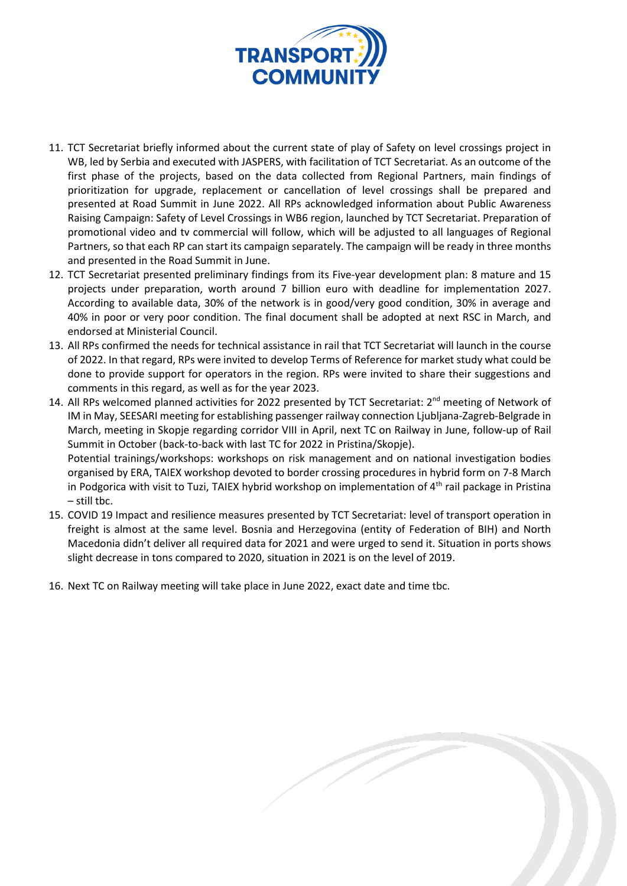11. TCT Secretariat briefly informed about the current state of play of Safety on level crossings project in WB, led by Serbia and executed with JASPERS, with facilitation of TCT Secretariat. As an outcome of the first phase of the projects, based on the data collected from Regional Partners, main findings of prioritization for upgrade, replacement or cancellation of level crossings shall be prepared and presented at Road Summit in June 2022. All RPs acknowledged information about Public Awareness Raising Campaign: Safety of Level Crossings in WB6 region, launched by TCT Secretariat. Preparation of promotional video and tv commercial will follow, which will be adjusted to all languages of Regional Partners, so that each RP can start its campaign separately. The campaign will be ready in three months and presented in the Road Summit in June.
12. TCT Secretariat presented preliminary findings from its Five-year development plan: 8 mature and 15 projects under preparation, worth around 7 billion euro with deadline for implementation 2027. According to available data, 30% of the network is in good/very good condition, 30% in average and 40% in poor or very poor condition. The final document shall be adopted at next RSC in March, and endorsed at Ministerial Council.
13. All RPs confirmed the needs for technical assistance in rail that TCT Secretariat will launch in the course of 2022. In that regard, RPs were invited to develop Terms of Reference for market study what could be done to provide support for operators in the region. RPs were invited to share their suggestions and comments in this regard, as well as for the year 2023.
14. All RPs welcomed planned activities for 2022 presented by TCT Secretariat: 2nd meeting of Network of IM in May, SEESARI meeting for establishing passenger railway connection Ljubljana-Zagreb-Belgrade in March, meeting in Skopje regarding corridor VIII in April, next TC on Railway in June, follow-up of Rail Summit in October (back-to-back with last TC for 2022 in Pristina/Skopje).

    Potential trainings/workshops: workshops on risk management and on national investigation bodies organised by ERA, TAIEX workshop devoted to border crossing procedures in hybrid form on 7-8 March in Podgorica with visit to Tuzi, TAIEX hybrid workshop on implementation of 4th rail package in Pristina – still tbc.
15. COVID 19 Impact and resilience measures presented by TCT Secretariat: level of transport operation in freight is almost at the same level. Bosnia and Herzegovina (entity of Federation of BIH) and North Macedonia didn't deliver all required data for 2021 and were urged to send it. Situation in ports shows slight decrease in tons compared to 2020, situation in 2021 is on the level of 2019.

16. Next TC on Railway meeting will take place in June 2022, exact date and time tbc.